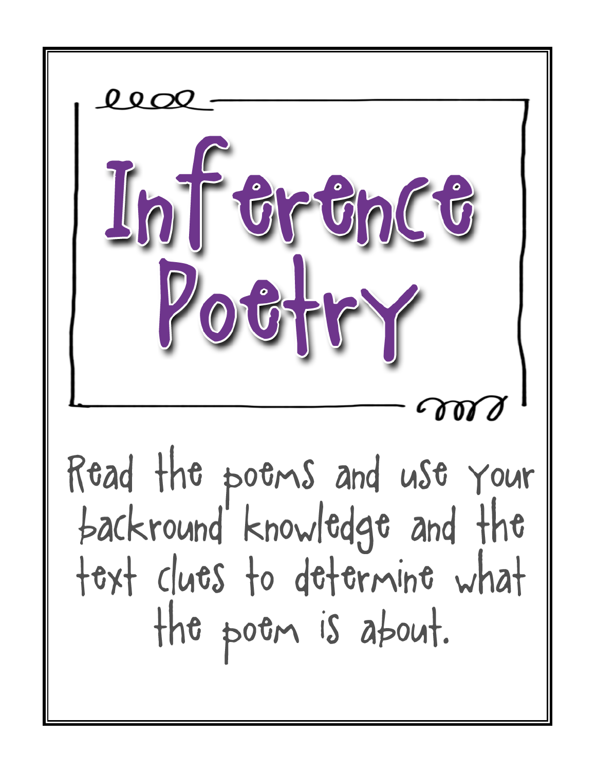# Inference Poetry

Read the poems and use your backround knowledge and the text clues to determine what the poem is about.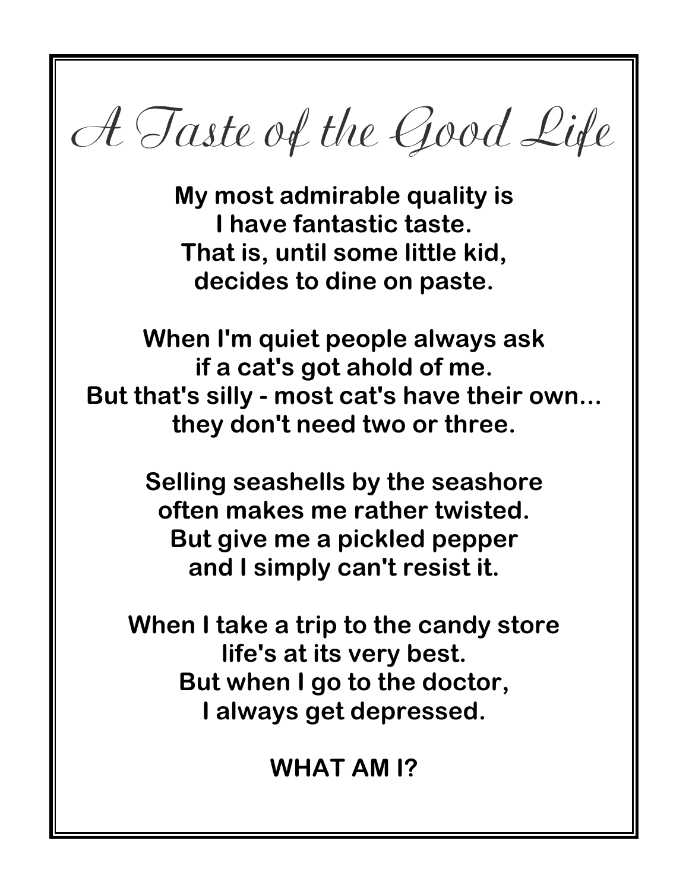# A Taste of the Good Life

**My most admirable quality is**
**I have fantastic taste.**
**That is, until some little kid,**
**decides to dine on paste.**

**When I'm quiet people always ask**
**if a cat's got ahold of me.**
**But that's silly - most cat's have their own...**
**they don't need two or three.**

**Selling seashells by the seashore**
**often makes me rather twisted.**
**But give me a pickled pepper**
**and I simply can't resist it.**

**When I take a trip to the candy store**
**life's at its very best.**
**But when I go to the doctor,**
**I always get depressed.**

**WHAT AM I?**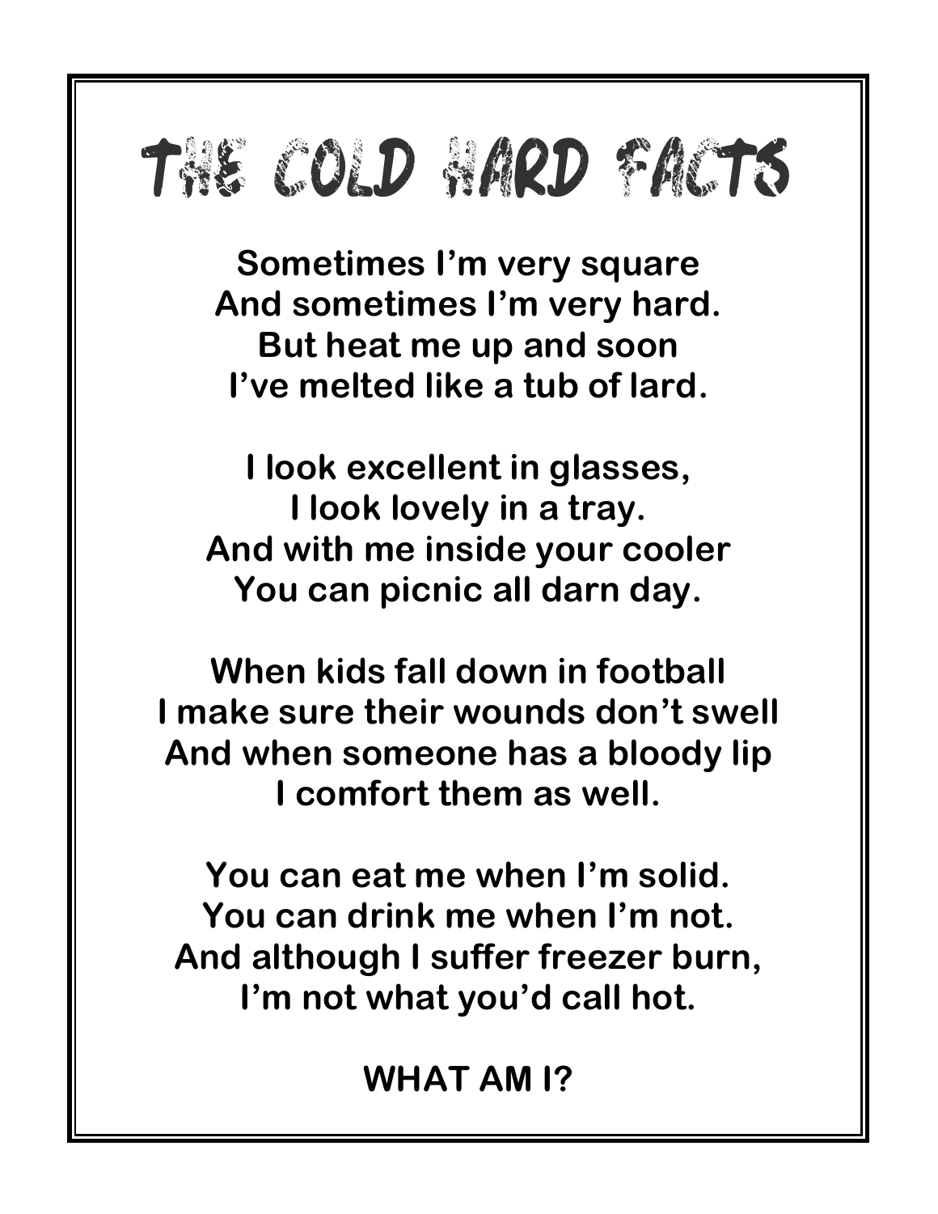# THE COLD HARD FACTS

**Sometimes I'm very square**
**And sometimes I'm very hard.**
**But heat me up and soon**
**I've melted like a tub of lard.**

**I look excellent in glasses,**
**I look lovely in a tray.**
**And with me inside your cooler**
**You can picnic all darn day.**

**When kids fall down in football**
**I make sure their wounds don't swell**
**And when someone has a bloody lip**
**I comfort them as well.**

**You can eat me when I'm solid.**
**You can drink me when I'm not.**
**And although I suffer freezer burn,**
**I'm not what you'd call hot.**

**WHAT AM I?**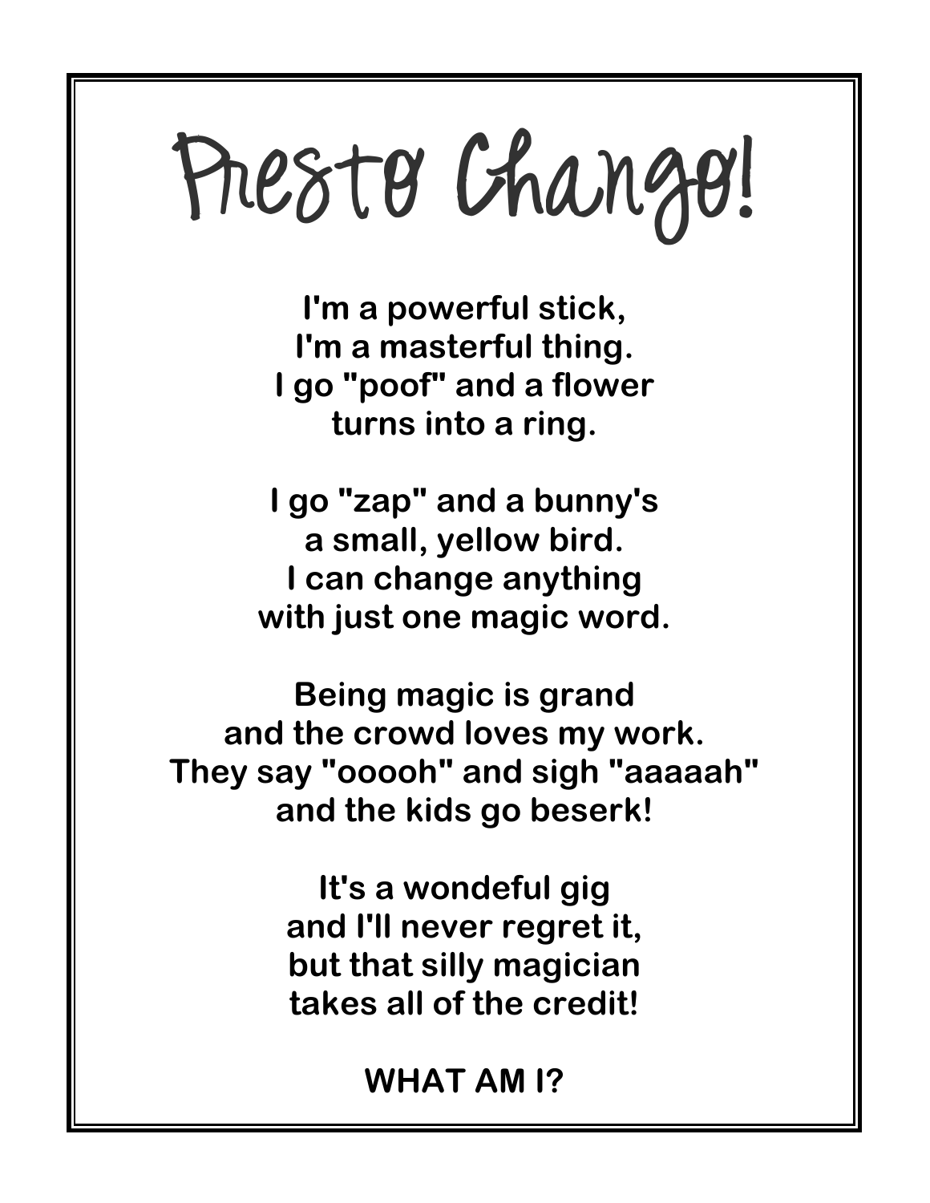# Presto Chango!

**I'm a powerful stick,**
**I'm a masterful thing.**
**I go "poof" and a flower**
**turns into a ring.**

**I go "zap" and a bunny's**
**a small, yellow bird.**
**I can change anything**
**with just one magic word.**

**Being magic is grand**
**and the crowd loves my work.**
**They say "ooooh" and sigh "aaaaah"**
**and the kids go beserk!**

**It's a wondeful gig**
**and I'll never regret it,**
**but that silly magician**
**takes all of the credit!**

**WHAT AM I?**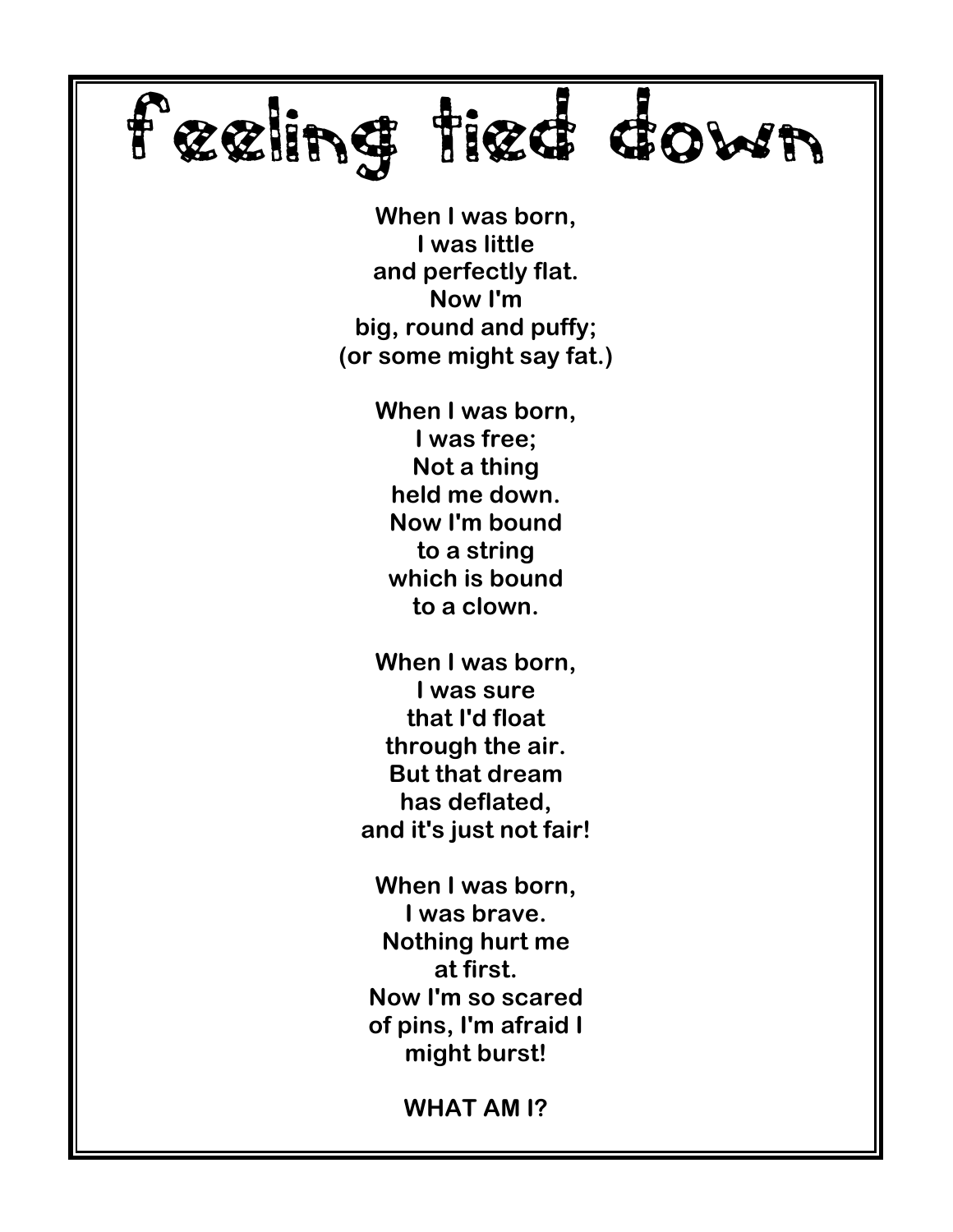# feeling tied down

When I was born,
I was little
and perfectly flat.
Now I'm
big, round and puffy;
(or some might say fat.)

When I was born,
I was free;
Not a thing
held me down.
Now I'm bound
to a string
which is bound
to a clown.

When I was born,
I was sure
that I'd float
through the air.
But that dream
has deflated,
and it's just not fair!

When I was born,
I was brave.
Nothing hurt me
at first.
Now I'm so scared
of pins, I'm afraid I
might burst!

**WHAT AM I?**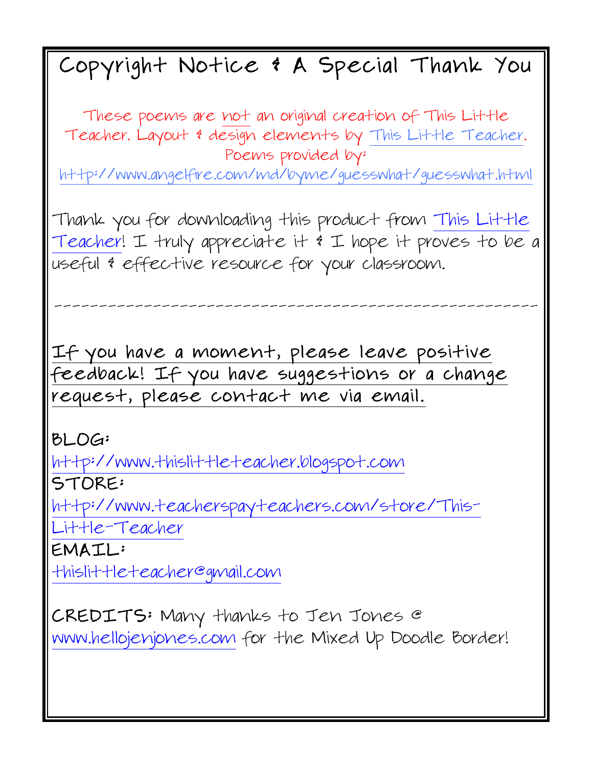# Copyright Notice & A Special Thank You

These poems are not an original creation of This Little Teacher. Layout & design elements by This Little Teacher. Poems provided by:
http://www.angelfire.com/md/byme/guesswhat/guesswhat.html

Thank you for downloading this product from This Little Teacher! I truly appreciate it & I hope it proves to be a useful & effective resource for your classroom.

---

If you have a moment, please leave positive feedback! If you have suggestions or a change request, please contact me via email.

BLOG:
http://www.thislittleteacher.blogspot.com
STORE:
http://www.teacherspayteachers.com/store/This-Little-Teacher
EMAIL:
thislittleteacher@gmail.com

CREDITS: Many thanks to Jen Jones @ www.hellojenjones.com for the Mixed Up Doodle Border!